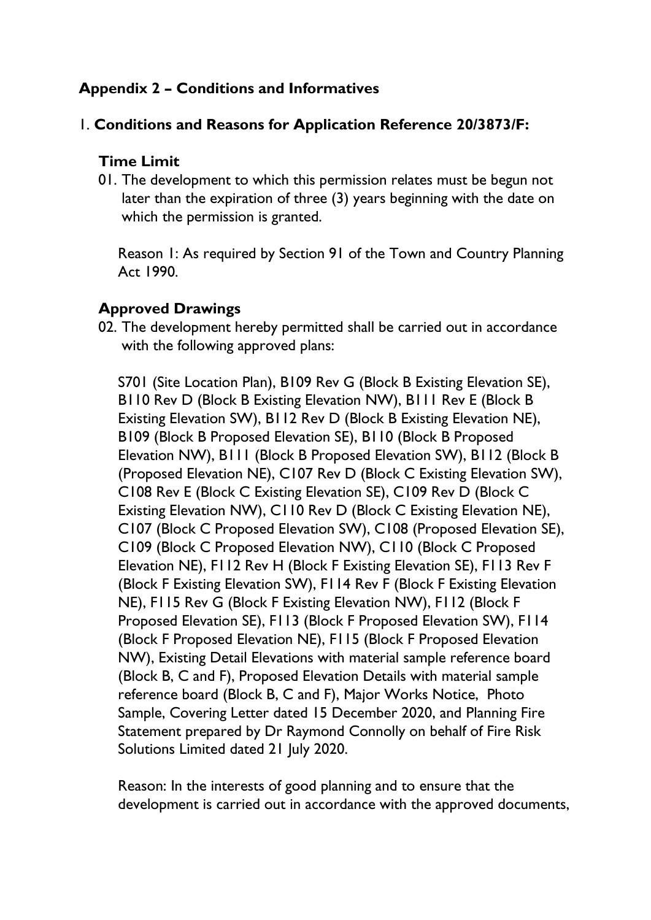## Appendix 2 – Conditions and Informatives

### 1. Conditions and Reasons for Application Reference 20/3873/F:

**Time Limit**

01. The development to which this permission relates must be begun not later than the expiration of three (3) years beginning with the date on which the permission is granted.

    Reason 1: As required by Section 91 of the Town and Country Planning Act 1990.

**Approved Drawings**

02. The development hereby permitted shall be carried out in accordance with the following approved plans:

    S701 (Site Location Plan), B109 Rev G (Block B Existing Elevation SE), B110 Rev D (Block B Existing Elevation NW), B111 Rev E (Block B Existing Elevation SW), B112 Rev D (Block B Existing Elevation NE), B109 (Block B Proposed Elevation SE), B110 (Block B Proposed Elevation NW), B111 (Block B Proposed Elevation SW), B112 (Block B (Proposed Elevation NE), C107 Rev D (Block C Existing Elevation SW), C108 Rev E (Block C Existing Elevation SE), C109 Rev D (Block C Existing Elevation NW), C110 Rev D (Block C Existing Elevation NE), C107 (Block C Proposed Elevation SW), C108 (Proposed Elevation SE), C109 (Block C Proposed Elevation NW), C110 (Block C Proposed Elevation NE), F112 Rev H (Block F Existing Elevation SE), F113 Rev F (Block F Existing Elevation SW), F114 Rev F (Block F Existing Elevation NE), F115 Rev G (Block F Existing Elevation NW), F112 (Block F Proposed Elevation SE), F113 (Block F Proposed Elevation SW), F114 (Block F Proposed Elevation NE), F115 (Block F Proposed Elevation NW), Existing Detail Elevations with material sample reference board (Block B, C and F), Proposed Elevation Details with material sample reference board (Block B, C and F), Major Works Notice, Photo Sample, Covering Letter dated 15 December 2020, and Planning Fire Statement prepared by Dr Raymond Connolly on behalf of Fire Risk Solutions Limited dated 21 July 2020.

    Reason: In the interests of good planning and to ensure that the development is carried out in accordance with the approved documents,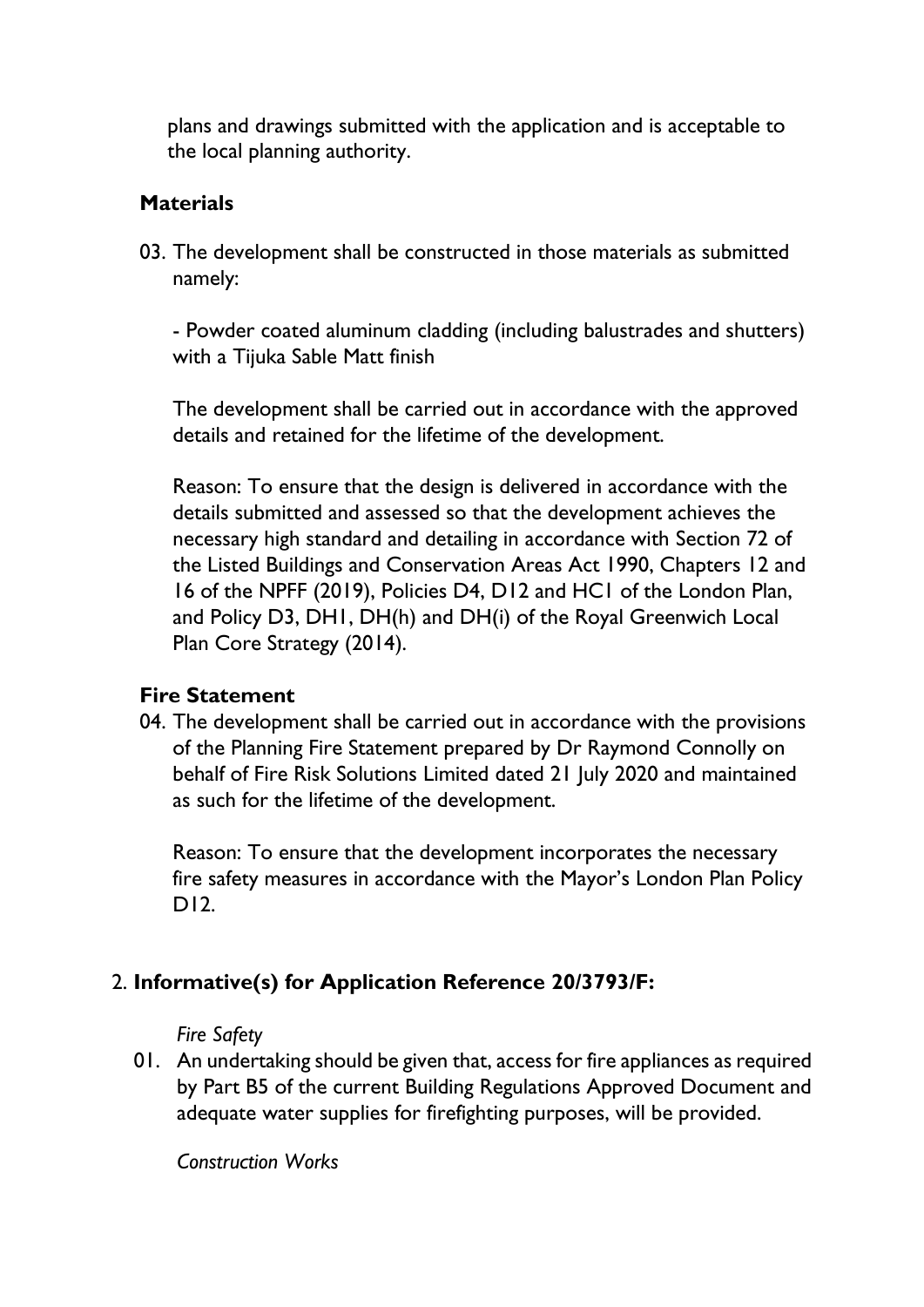plans and drawings submitted with the application and is acceptable to the local planning authority.

### Materials

03. The development shall be constructed in those materials as submitted namely:

    - Powder coated aluminum cladding (including balustrades and shutters) with a Tijuka Sable Matt finish

    The development shall be carried out in accordance with the approved details and retained for the lifetime of the development.

    Reason: To ensure that the design is delivered in accordance with the details submitted and assessed so that the development achieves the necessary high standard and detailing in accordance with Section 72 of the Listed Buildings and Conservation Areas Act 1990, Chapters 12 and 16 of the NPFF (2019), Policies D4, D12 and HC1 of the London Plan, and Policy D3, DH1, DH(h) and DH(i) of the Royal Greenwich Local Plan Core Strategy (2014).

### Fire Statement

04. The development shall be carried out in accordance with the provisions of the Planning Fire Statement prepared by Dr Raymond Connolly on behalf of Fire Risk Solutions Limited dated 21 July 2020 and maintained as such for the lifetime of the development.

    Reason: To ensure that the development incorporates the necessary fire safety measures in accordance with the Mayor's London Plan Policy D12.

## 2. Informative(s) for Application Reference 20/3793/F:

*Fire Safety*

01. An undertaking should be given that, access for fire appliances as required by Part B5 of the current Building Regulations Approved Document and adequate water supplies for firefighting purposes, will be provided.

*Construction Works*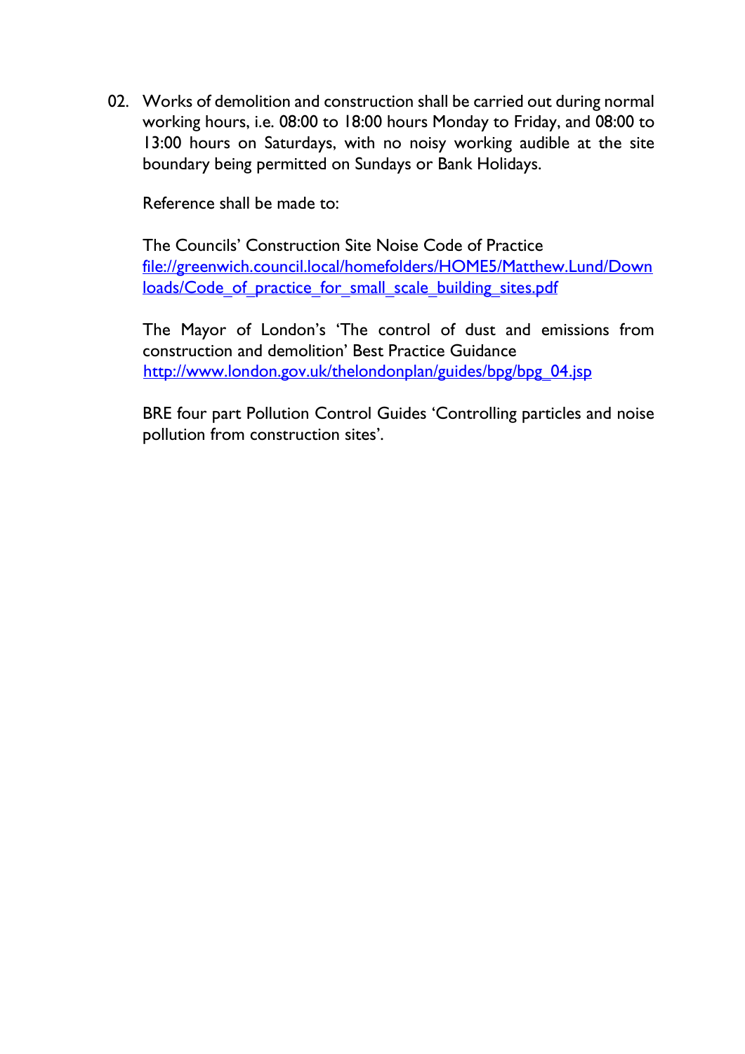02. Works of demolition and construction shall be carried out during normal working hours, i.e. 08:00 to 18:00 hours Monday to Friday, and 08:00 to 13:00 hours on Saturdays, with no noisy working audible at the site boundary being permitted on Sundays or Bank Holidays.

Reference shall be made to:

The Councils' Construction Site Noise Code of Practice
file://greenwich.council.local/homefolders/HOME5/Matthew.Lund/Downloads/Code_of_practice_for_small_scale_building_sites.pdf

The Mayor of London's 'The control of dust and emissions from construction and demolition' Best Practice Guidance
http://www.london.gov.uk/thelondonplan/guides/bpg/bpg_04.jsp

BRE four part Pollution Control Guides 'Controlling particles and noise pollution from construction sites'.